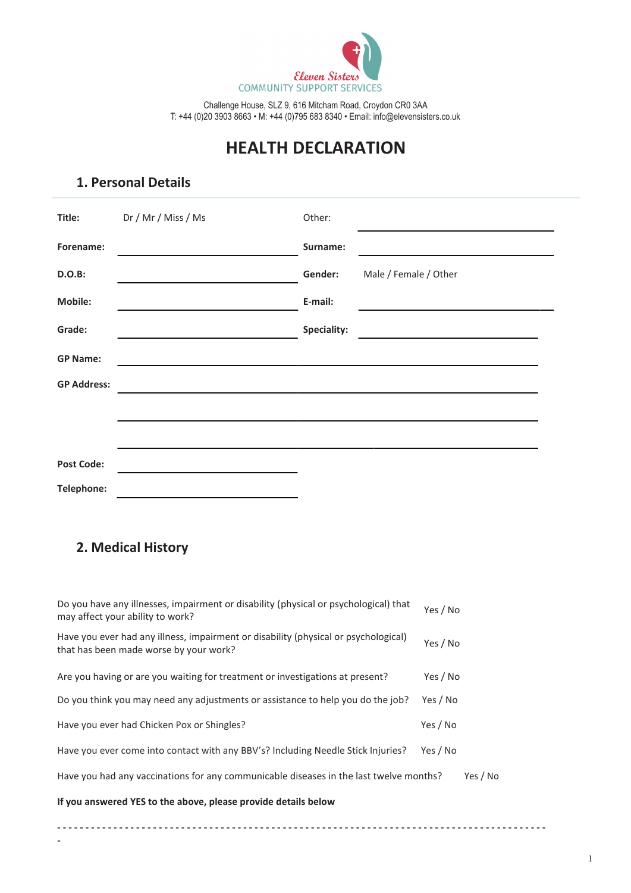Eleven Sisters
COMMUNITY SUPPORT SERVICES

Challenge House, SLZ 9, 616 Mitcham Road, Croydon CR0 3AA
T: +44 (0)20 3903 8663 • M: +44 (0)795 683 8340 • Email: info@elevensisters.co.uk

# HEALTH DECLARATION

## 1. Personal Details

| | | | |
|---|---|---|---|
| **Title:** | Dr / Mr / Miss / Ms | Other: | ______________ |
| **Forename:** | ______________ | **Surname:** | ______________ |
| **D.O.B:** | ______________ | **Gender:** | Male / Female / Other |
| **Mobile:** | ______________ | **E-mail:** | ______________ |
| **Grade:** | ______________ | **Speciality:** | ______________ |

**GP Name:** ______________________________

**GP Address:** ______________________________

______________________________

______________________________

**Post Code:** ______________

**Telephone:** ______________

## 2. Medical History

| | |
|---|---|
| Do you have any illnesses, impairment or disability (physical or psychological) that may affect your ability to work? | Yes / No |
| Have you ever had any illness, impairment or disability (physical or psychological) that has been made worse by your work? | Yes / No |
| Are you having or are you waiting for treatment or investigations at present? | Yes / No |
| Do you think you may need any adjustments or assistance to help you do the job? | Yes / No |
| Have you ever had Chicken Pox or Shingles? | Yes / No |
| Have you ever come into contact with any BBV's? Including Needle Stick Injuries? | Yes / No |
| Have you had any vaccinations for any communicable diseases in the last twelve months? | Yes / No |

**If you answered YES to the above, please provide details below**

- - - - - - - - - - - - - - - - - - - - - - - - - - - - - - - - - - - - - - - - - - - - - - - - - - - - - - - - - - - - - - - - - - - - - - - - - - - - - - - - - - - - - - - - - - - - -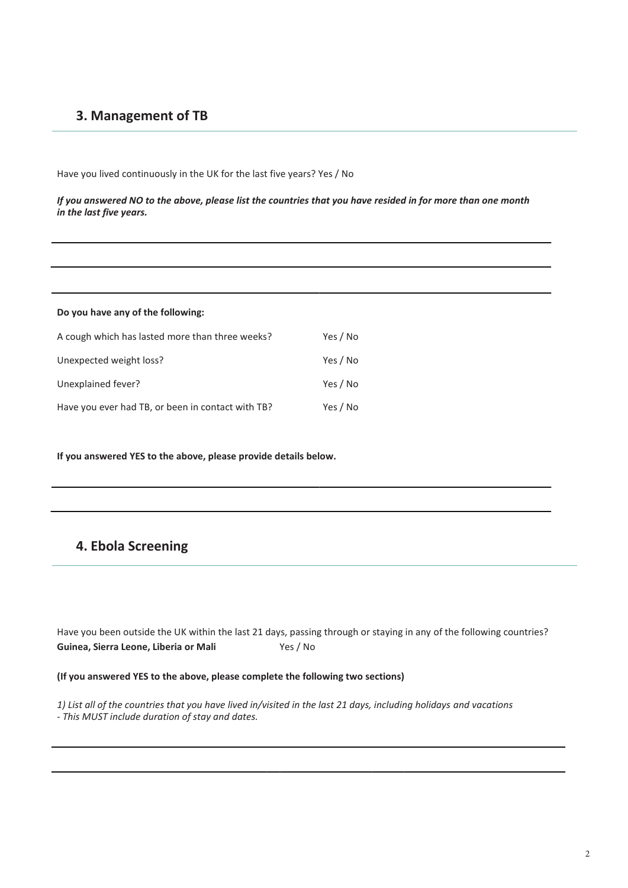## 3. Management of TB

Have you lived continuously in the UK for the last five years? Yes / No

***If you answered NO to the above, please list the countries that you have resided in for more than one month in the last five years.***

\_\_\_\_\_\_\_\_\_\_\_\_\_\_\_\_\_\_\_\_\_\_\_\_\_\_\_\_\_\_\_\_\_\_\_\_\_\_\_\_\_\_\_\_\_\_\_\_\_\_\_\_\_\_\_\_\_\_\_\_\_\_\_\_\_\_\_\_\_\_\_\_\_\_\_\_\_\_

\_\_\_\_\_\_\_\_\_\_\_\_\_\_\_\_\_\_\_\_\_\_\_\_\_\_\_\_\_\_\_\_\_\_\_\_\_\_\_\_\_\_\_\_\_\_\_\_\_\_\_\_\_\_\_\_\_\_\_\_\_\_\_\_\_\_\_\_\_\_\_\_\_\_\_\_\_\_

\_\_\_\_\_\_\_\_\_\_\_\_\_\_\_\_\_\_\_\_\_\_\_\_\_\_\_\_\_\_\_\_\_\_\_\_\_\_\_\_\_\_\_\_\_\_\_\_\_\_\_\_\_\_\_\_\_\_\_\_\_\_\_\_\_\_\_\_\_\_\_\_\_\_\_\_\_\_

**Do you have any of the following:**

| | |
|---|---|
| A cough which has lasted more than three weeks? | Yes / No |
| Unexpected weight loss? | Yes / No |
| Unexplained fever? | Yes / No |
| Have you ever had TB, or been in contact with TB? | Yes / No |

**If you answered YES to the above, please provide details below.**

\_\_\_\_\_\_\_\_\_\_\_\_\_\_\_\_\_\_\_\_\_\_\_\_\_\_\_\_\_\_\_\_\_\_\_\_\_\_\_\_\_\_\_\_\_\_\_\_\_\_\_\_\_\_\_\_\_\_\_\_\_\_\_\_\_\_\_\_\_\_\_\_\_\_\_\_\_\_

\_\_\_\_\_\_\_\_\_\_\_\_\_\_\_\_\_\_\_\_\_\_\_\_\_\_\_\_\_\_\_\_\_\_\_\_\_\_\_\_\_\_\_\_\_\_\_\_\_\_\_\_\_\_\_\_\_\_\_\_\_\_\_\_\_\_\_\_\_\_\_\_\_\_\_\_\_\_

## 4. Ebola Screening

Have you been outside the UK within the last 21 days, passing through or staying in any of the following countries?
**Guinea, Sierra Leone, Liberia or Mali** Yes / No

**(If you answered YES to the above, please complete the following two sections)**

*1) List all of the countries that you have lived in/visited in the last 21 days, including holidays and vacations - This MUST include duration of stay and dates.*

\_\_\_\_\_\_\_\_\_\_\_\_\_\_\_\_\_\_\_\_\_\_\_\_\_\_\_\_\_\_\_\_\_\_\_\_\_\_\_\_\_\_\_\_\_\_\_\_\_\_\_\_\_\_\_\_\_\_\_\_\_\_\_\_\_\_\_\_\_\_\_\_\_\_\_\_\_\_

\_\_\_\_\_\_\_\_\_\_\_\_\_\_\_\_\_\_\_\_\_\_\_\_\_\_\_\_\_\_\_\_\_\_\_\_\_\_\_\_\_\_\_\_\_\_\_\_\_\_\_\_\_\_\_\_\_\_\_\_\_\_\_\_\_\_\_\_\_\_\_\_\_\_\_\_\_\_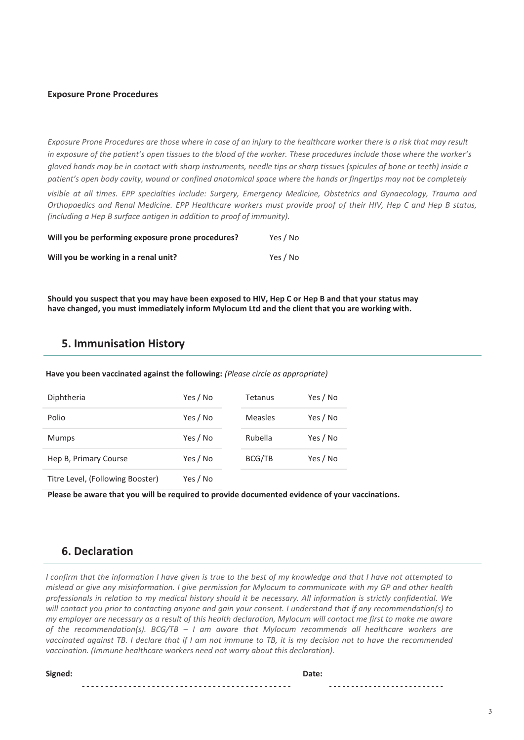**Exposure Prone Procedures**

*Exposure Prone Procedures are those where in case of an injury to the healthcare worker there is a risk that may result in exposure of the patient's open tissues to the blood of the worker. These procedures include those where the worker's gloved hands may be in contact with sharp instruments, needle tips or sharp tissues (spicules of bone or teeth) inside a patient's open body cavity, wound or confined anatomical space where the hands or fingertips may not be completely visible at all times. EPP specialties include: Surgery, Emergency Medicine, Obstetrics and Gynaecology, Trauma and Orthopaedics and Renal Medicine. EPP Healthcare workers must provide proof of their HIV, Hep C and Hep B status, (including a Hep B surface antigen in addition to proof of immunity).*

**Will you be performing exposure prone procedures?** Yes / No

**Will you be working in a renal unit?** Yes / No

**Should you suspect that you may have been exposed to HIV, Hep C or Hep B and that your status may have changed, you must immediately inform Mylocum Ltd and the client that you are working with.**

## 5. Immunisation History

**Have you been vaccinated against the following:** *(Please circle as appropriate)*

| | | | |
|---|---|---|---|
| Diphtheria | Yes / No | Tetanus | Yes / No |
| Polio | Yes / No | Measles | Yes / No |
| Mumps | Yes / No | Rubella | Yes / No |
| Hep B, Primary Course | Yes / No | BCG/TB | Yes / No |
| Titre Level, (Following Booster) | Yes / No | | |

**Please be aware that you will be required to provide documented evidence of your vaccinations.**

## 6. Declaration

*I confirm that the information I have given is true to the best of my knowledge and that I have not attempted to mislead or give any misinformation. I give permission for Mylocum to communicate with my GP and other health professionals in relation to my medical history should it be necessary. All information is strictly confidential. We will contact you prior to contacting anyone and gain your consent. I understand that if any recommendation(s) to my employer are necessary as a result of this health declaration, Mylocum will contact me first to make me aware of the recommendation(s). BCG/TB – I am aware that Mylocum recommends all healthcare workers are vaccinated against TB. I declare that if I am not immune to TB, it is my decision not to have the recommended vaccination. (Immune healthcare workers need not worry about this declaration).*

**Signed:** ---------------------------------------------- **Date:** --------------------------